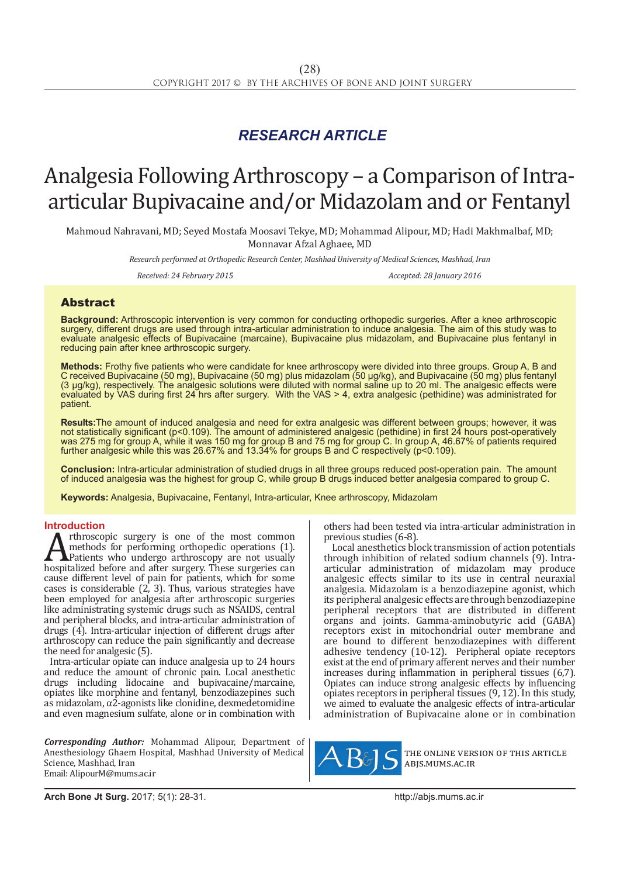*RESEARCH ARTICLE*

# Analgesia Following Arthroscopy – a Comparison of Intra-articular Bupivacaine and/or Midazolam and or Fentanyl

Mahmoud Nahravani, MD; Seyed Mostafa Moosavi Tekye, MD; Mohammad Alipour, MD; Hadi Makhmalbaf, MD; Monnavar Afzal Aghaee, MD

*Research performed at Orthopedic Research Center, Mashhad University of Medical Sciences, Mashhad, Iran*

*Received: 24 February 2015* *Accepted: 28 January 2016*

## Abstract

**Background:** Arthroscopic intervention is very common for conducting orthopedic surgeries. After a knee arthroscopic surgery, different drugs are used through intra-articular administration to induce analgesia. The aim of this study was to evaluate analgesic effects of Bupivacaine (marcaine), Bupivacaine plus midazolam, and Bupivacaine plus fentanyl in reducing pain after knee arthroscopic surgery.

**Methods:** Frothy five patients who were candidate for knee arthroscopy were divided into three groups. Group A, B and C received Bupivacaine (50 mg), Bupivacaine (50 mg) plus midazolam (50 µg/kg), and Bupivacaine (50 mg) plus fentanyl (3 µg/kg), respectively. The analgesic solutions were diluted with normal saline up to 20 ml. The analgesic effects were evaluated by VAS during first 24 hrs after surgery. With the VAS > 4, extra analgesic (pethidine) was administrated for patient.

**Results:** The amount of induced analgesia and need for extra analgesic was different between groups; however, it was not statistically significant ($p<0.109$). The amount of administered analgesic (pethidine) in first 24 hours post-operatively was 275 mg for group A, while it was 150 mg for group B and 75 mg for group C. In group A, 46.67% of patients required further analgesic while this was 26.67% and 13.34% for groups B and C respectively ($p<0.109$).

**Conclusion:** Intra-articular administration of studied drugs in all three groups reduced post-operation pain. The amount of induced analgesia was the highest for group C, while group B drugs induced better analgesia compared to group C.

**Keywords:** Analgesia, Bupivacaine, Fentanyl, Intra-articular, Knee arthroscopy, Midazolam

## Introduction

Arthroscopic surgery is one of the most common methods for performing orthopedic operations (1). Patients who undergo arthroscopy are not usually hospitalized before and after surgery. These surgeries can cause different level of pain for patients, which for some cases is considerable (2, 3). Thus, various strategies have been employed for analgesia after arthroscopic surgeries like administrating systemic drugs such as NSAIDS, central and peripheral blocks, and intra-articular administration of drugs (4). Intra-articular injection of different drugs after arthroscopy can reduce the pain significantly and decrease the need for analgesic (5).

Intra-articular opiate can induce analgesia up to 24 hours and reduce the amount of chronic pain. Local anesthetic drugs including lidocaine and bupivacaine/marcaine, opiates like morphine and fentanyl, benzodiazepines such as midazolam, α2-agonists like clonidine, dexmedetomidine and even magnesium sulfate, alone or in combination with others had been tested via intra-articular administration in previous studies (6-8).

Local anesthetics block transmission of action potentials through inhibition of related sodium channels (9). Intra-articular administration of midazolam may produce analgesic effects similar to its use in central neuraxial analgesia. Midazolam is a benzodiazepine agonist, which its peripheral analgesic effects are through benzodiazepine peripheral receptors that are distributed in different organs and joints. Gamma-aminobutyric acid (GABA) receptors exist in mitochondrial outer membrane and are bound to different benzodiazepines with different adhesive tendency (10-12). Peripheral opiate receptors exist at the end of primary afferent nerves and their number increases during inflammation in peripheral tissues (6,7). Opiates can induce strong analgesic effects by influencing opiates receptors in peripheral tissues (9, 12). In this study, we aimed to evaluate the analgesic effects of intra-articular administration of Bupivacaine alone or in combination

***Corresponding Author:*** Mohammad Alipour, Department of Anesthesiology Ghaem Hospital, Mashhad University of Medical Science, Mashhad, Iran
Email: AlipourM@mums.ac.ir

THE ONLINE VERSION OF THIS ARTICLE ABJS.MUMS.AC.IR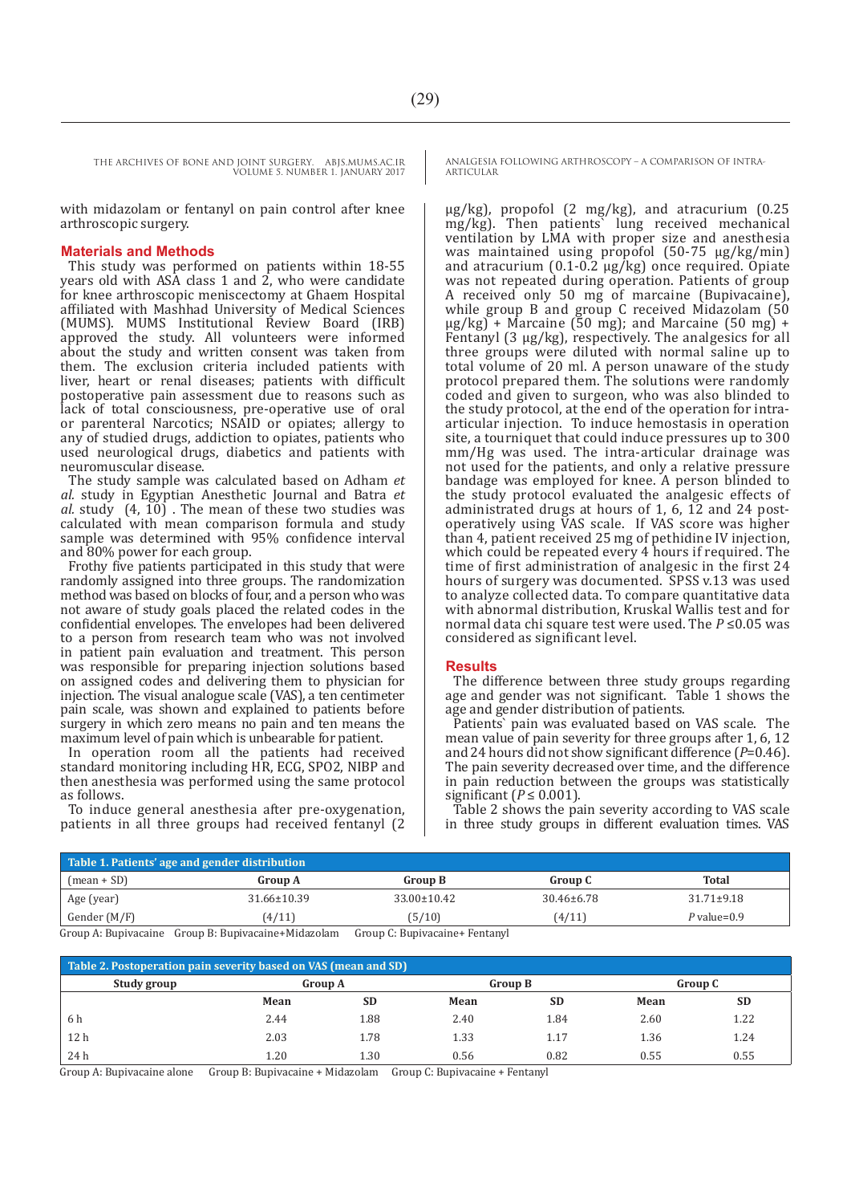with midazolam or fentanyl on pain control after knee arthroscopic surgery.

## Materials and Methods

This study was performed on patients within 18-55 years old with ASA class 1 and 2, who were candidate for knee arthroscopic meniscectomy at Ghaem Hospital affiliated with Mashhad University of Medical Sciences (MUMS). MUMS Institutional Review Board (IRB) approved the study. All volunteers were informed about the study and written consent was taken from them. The exclusion criteria included patients with liver, heart or renal diseases; patients with difficult postoperative pain assessment due to reasons such as lack of total consciousness, pre-operative use of oral or parenteral Narcotics; NSAID or opiates; allergy to any of studied drugs, addiction to opiates, patients who used neurological drugs, diabetics and patients with neuromuscular disease.

The study sample was calculated based on Adham *et al.* study in Egyptian Anesthetic Journal and Batra *et al.* study (4, 10) . The mean of these two studies was calculated with mean comparison formula and study sample was determined with 95% confidence interval and 80% power for each group.

Frothy five patients participated in this study that were randomly assigned into three groups. The randomization method was based on blocks of four, and a person who was not aware of study goals placed the related codes in the confidential envelopes. The envelopes had been delivered to a person from research team who was not involved in patient pain evaluation and treatment. This person was responsible for preparing injection solutions based on assigned codes and delivering them to physician for injection. The visual analogue scale (VAS), a ten centimeter pain scale, was shown and explained to patients before surgery in which zero means no pain and ten means the maximum level of pain which is unbearable for patient.

In operation room all the patients had received standard monitoring including HR, ECG, SPO2, NIBP and then anesthesia was performed using the same protocol as follows.

To induce general anesthesia after pre-oxygenation, patients in all three groups had received fentanyl (2 µg/kg), propofol (2 mg/kg), and atracurium (0.25 mg/kg). Then patients` lung received mechanical ventilation by LMA with proper size and anesthesia was maintained using propofol (50-75 µg/kg/min) and atracurium (0.1-0.2 µg/kg) once required. Opiate was not repeated during operation. Patients of group A received only 50 mg of marcaine (Bupivacaine), while group B and group C received Midazolam (50 µg/kg) + Marcaine (50 mg); and Marcaine (50 mg) + Fentanyl (3 µg/kg), respectively. The analgesics for all three groups were diluted with normal saline up to total volume of 20 ml. A person unaware of the study protocol prepared them. The solutions were randomly coded and given to surgeon, who was also blinded to the study protocol, at the end of the operation for intra-articular injection. To induce hemostasis in operation site, a tourniquet that could induce pressures up to 300 mm/Hg was used. The intra-articular drainage was not used for the patients, and only a relative pressure bandage was employed for knee. A person blinded to the study protocol evaluated the analgesic effects of administrated drugs at hours of 1, 6, 12 and 24 post-operatively using VAS scale. If VAS score was higher than 4, patient received 25 mg of pethidine IV injection, which could be repeated every 4 hours if required. The time of first administration of analgesic in the first 24 hours of surgery was documented. SPSS v.13 was used to analyze collected data. To compare quantitative data with abnormal distribution, Kruskal Wallis test and for normal data chi square test were used. The $P \leq 0.05$ was considered as significant level.

## Results

The difference between three study groups regarding age and gender was not significant. Table 1 shows the age and gender distribution of patients.

Patients` pain was evaluated based on VAS scale. The mean value of pain severity for three groups after 1, 6, 12 and 24 hours did not show significant difference ($P$=0.46). The pain severity decreased over time, and the difference in pain reduction between the groups was statistically significant ($P \leq 0.001$).

Table 2 shows the pain severity according to VAS scale in three study groups in different evaluation times. VAS

**Table 1. Patients' age and gender distribution**

| (mean + SD) | Group A | Group B | Group C | Total |
|---|---|---|---|---|
| Age (year) | 31.66±10.39 | 33.00±10.42 | 30.46±6.78 | 31.71±9.18 |
| Gender (M/F) | (4/11) | (5/10) | (4/11) | *P* value=0.9 |

Group A: Bupivacaine Group B: Bupivacaine+Midazolam Group C: Bupivacaine+ Fentanyl

**Table 2. Postoperation pain severity based on VAS (mean and SD)**

| Study group | Group A | | Group B | | Group C | |
|---|---|---|---|---|---|---|
| | Mean | SD | Mean | SD | Mean | SD |
| 6 h | 2.44 | 1.88 | 2.40 | 1.84 | 2.60 | 1.22 |
| 12 h | 2.03 | 1.78 | 1.33 | 1.17 | 1.36 | 1.24 |
| 24 h | 1.20 | 1.30 | 0.56 | 0.82 | 0.55 | 0.55 |

Group A: Bupivacaine alone Group B: Bupivacaine + Midazolam Group C: Bupivacaine + Fentanyl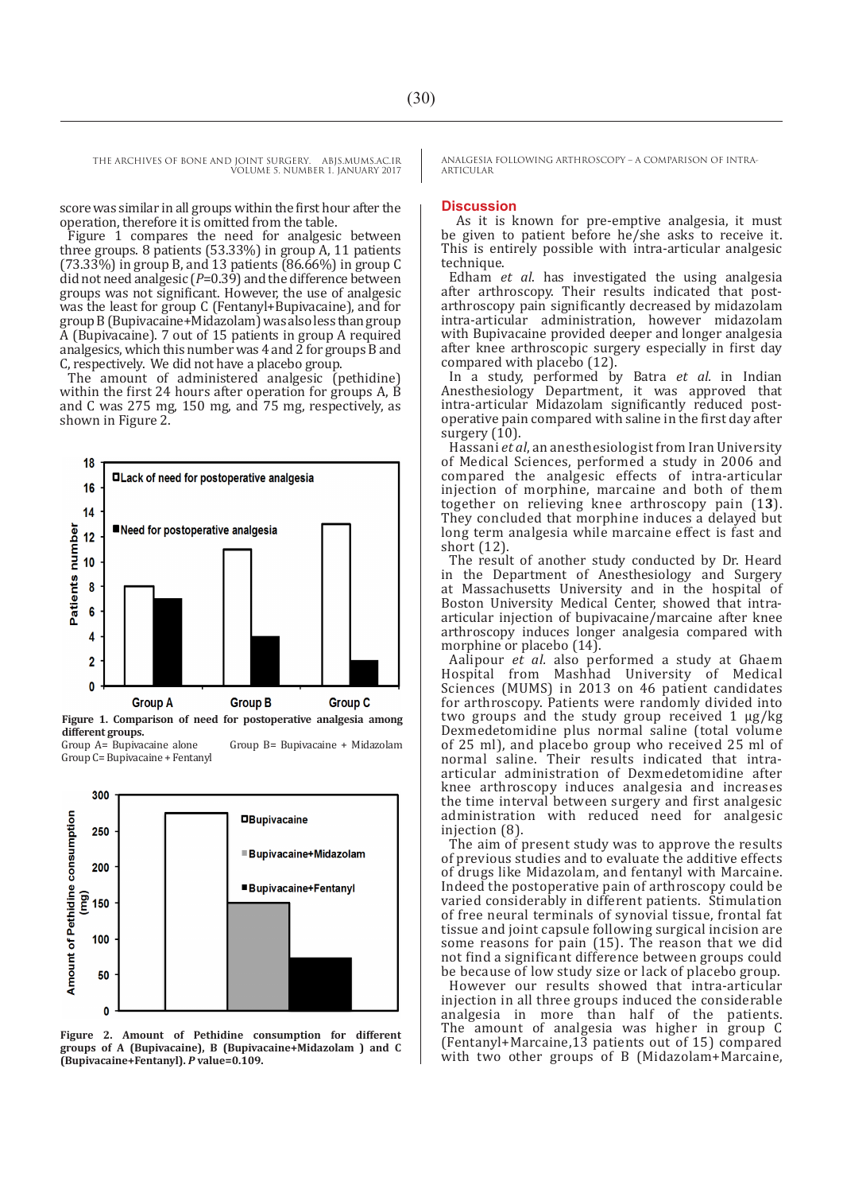score was similar in all groups within the first hour after the operation, therefore it is omitted from the table.

Figure 1 compares the need for analgesic between three groups. 8 patients (53.33%) in group A, 11 patients (73.33%) in group B, and 13 patients (86.66%) in group C did not need analgesic ($P$=0.39) and the difference between groups was not significant. However, the use of analgesic was the least for group C (Fentanyl+Bupivacaine), and for group B (Bupivacaine+Midazolam) was also less than group A (Bupivacaine). 7 out of 15 patients in group A required analgesics, which this number was 4 and 2 for groups B and C, respectively. We did not have a placebo group.

The amount of administered analgesic (pethidine) within the first 24 hours after operation for groups A, B and C was 275 mg, 150 mg, and 75 mg, respectively, as shown in Figure 2.

**Figure 1. Comparison of need for postoperative analgesia among different groups.**
Group A= Bupivacaine alone Group B= Bupivacaine + Midazolam Group C= Bupivacaine + Fentanyl

**Figure 2. Amount of Pethidine consumption for different groups of A (Bupivacaine), B (Bupivacaine+Midazolam ) and C (Bupivacaine+Fentanyl). *P* value=0.109.**

## Discussion

As it is known for pre-emptive analgesia, it must be given to patient before he/she asks to receive it. This is entirely possible with intra-articular analgesic technique.

Edham *et al*. has investigated the using analgesia after arthroscopy. Their results indicated that post-arthroscopy pain significantly decreased by midazolam intra-articular administration, however midazolam with Bupivacaine provided deeper and longer analgesia after knee arthroscopic surgery especially in first day compared with placebo (12).

In a study, performed by Batra *et al.* in Indian Anesthesiology Department, it was approved that intra-articular Midazolam significantly reduced post-operative pain compared with saline in the first day after surgery (10).

Hassani *et al*, an anesthesiologist from Iran University of Medical Sciences, performed a study in 2006 and compared the analgesic effects of intra-articular injection of morphine, marcaine and both of them together on relieving knee arthroscopy pain (13). They concluded that morphine induces a delayed but long term analgesia while marcaine effect is fast and short (12).

The result of another study conducted by Dr. Heard in the Department of Anesthesiology and Surgery at Massachusetts University and in the hospital of Boston University Medical Center, showed that intra-articular injection of bupivacaine/marcaine after knee arthroscopy induces longer analgesia compared with morphine or placebo (14).

Aalipour *et al.* also performed a study at Ghaem Hospital from Mashhad University of Medical Sciences (MUMS) in 2013 on 46 patient candidates for arthroscopy. Patients were randomly divided into two groups and the study group received 1 µg/kg Dexmedetomidine plus normal saline (total volume of 25 ml), and placebo group who received 25 ml of normal saline. Their results indicated that intra-articular administration of Dexmedetomidine after knee arthroscopy induces analgesia and increases the time interval between surgery and first analgesic administration with reduced need for analgesic injection (8).

The aim of present study was to approve the results of previous studies and to evaluate the additive effects of drugs like Midazolam, and fentanyl with Marcaine. Indeed the postoperative pain of arthroscopy could be varied considerably in different patients. Stimulation of free neural terminals of synovial tissue, frontal fat tissue and joint capsule following surgical incision are some reasons for pain (15). The reason that we did not find a significant difference between groups could be because of low study size or lack of placebo group.

However our results showed that intra-articular injection in all three groups induced the considerable analgesia in more than half of the patients. The amount of analgesia was higher in group C (Fentanyl+Marcaine,13 patients out of 15) compared with two other groups of B (Midazolam+Marcaine,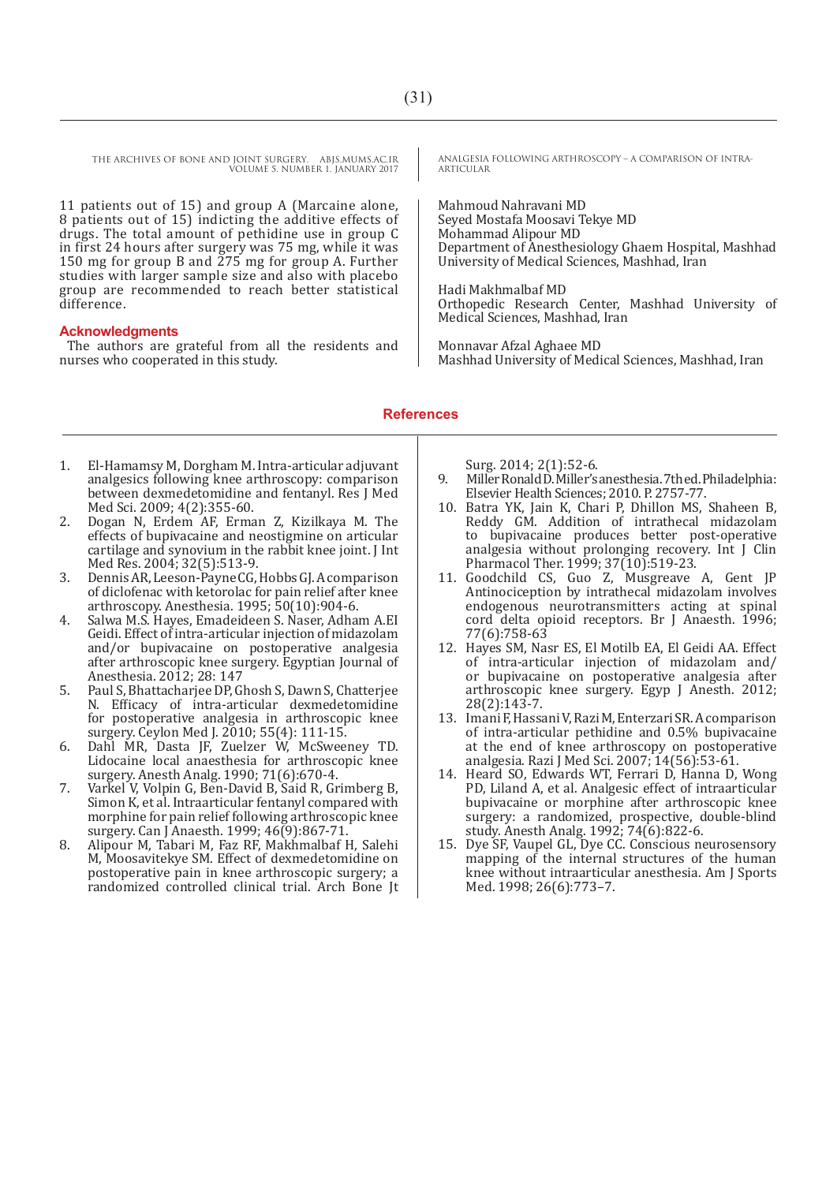11 patients out of 15) and group A (Marcaine alone, 8 patients out of 15) indicting the additive effects of drugs. The total amount of pethidine use in group C in first 24 hours after surgery was 75 mg, while it was 150 mg for group B and 275 mg for group A. Further studies with larger sample size and also with placebo group are recommended to reach better statistical difference.

## Acknowledgments

The authors are grateful from all the residents and nurses who cooperated in this study.

Mahmoud Nahravani MD
Seyed Mostafa Moosavi Tekye MD
Mohammad Alipour MD
Department of Anesthesiology Ghaem Hospital, Mashhad University of Medical Sciences, Mashhad, Iran

Hadi Makhmalbaf MD
Orthopedic Research Center, Mashhad University of Medical Sciences, Mashhad, Iran

Monnavar Afzal Aghaee MD
Mashhad University of Medical Sciences, Mashhad, Iran

## References

1. El-Hamamsy M, Dorgham M. Intra-articular adjuvant analgesics following knee arthroscopy: comparison between dexmedetomidine and fentanyl. Res J Med Med Sci. 2009; 4(2):355-60.
2. Dogan N, Erdem AF, Erman Z, Kizilkaya M. The effects of bupivacaine and neostigmine on articular cartilage and synovium in the rabbit knee joint. J Int Med Res. 2004; 32(5):513-9.
3. Dennis AR, Leeson-Payne CG, Hobbs GJ. A comparison of diclofenac with ketorolac for pain relief after knee arthroscopy. Anesthesia. 1995; 50(10):904-6.
4. Salwa M.S. Hayes, Emadeideen S. Naser, Adham A.EI Geidi. Effect of intra-articular injection of midazolam and/or bupivacaine on postoperative analgesia after arthroscopic knee surgery. Egyptian Journal of Anesthesia. 2012; 28: 147
5. Paul S, Bhattacharjee DP, Ghosh S, Dawn S, Chatterjee N. Efficacy of intra-articular dexmedetomidine for postoperative analgesia in arthroscopic knee surgery. Ceylon Med J. 2010; 55(4): 111-15.
6. Dahl MR, Dasta JF, Zuelzer W, McSweeney TD. Lidocaine local anaesthesia for arthroscopic knee surgery. Anesth Analg. 1990; 71(6):670-4.
7. Varkel V, Volpin G, Ben-David B, Said R, Grimberg B, Simon K, et al. Intraarticular fentanyl compared with morphine for pain relief following arthroscopic knee surgery. Can J Anaesth. 1999; 46(9):867-71.
8. Alipour M, Tabari M, Faz RF, Makhmalbaf H, Salehi M, Moosavitekye SM. Effect of dexmedetomidine on postoperative pain in knee arthroscopic surgery; a randomized controlled clinical trial. Arch Bone Jt Surg. 2014; 2(1):52-6.
9. Miller Ronald D. Miller's anesthesia. 7th ed. Philadelphia: Elsevier Health Sciences; 2010. P. 2757-77.
10. Batra YK, Jain K, Chari P, Dhillon MS, Shaheen B, Reddy GM. Addition of intrathecal midazolam to bupivacaine produces better post-operative analgesia without prolonging recovery. Int J Clin Pharmacol Ther. 1999; 37(10):519-23.
11. Goodchild CS, Guo Z, Musgreave A, Gent JP Antinociception by intrathecal midazolam involves endogenous neurotransmitters acting at spinal cord delta opioid receptors. Br J Anaesth. 1996; 77(6):758-63
12. Hayes SM, Nasr ES, El Motilb EA, El Geidi AA. Effect of intra-articular injection of midazolam and/ or bupivacaine on postoperative analgesia after arthroscopic knee surgery. Egyp J Anesth. 2012; 28(2):143-7.
13. Imani F, Hassani V, Razi M, Enterzari SR. A comparison of intra-articular pethidine and 0.5% bupivacaine at the end of knee arthroscopy on postoperative analgesia. Razi J Med Sci. 2007; 14(56):53-61.
14. Heard SO, Edwards WT, Ferrari D, Hanna D, Wong PD, Liland A, et al. Analgesic effect of intraarticular bupivacaine or morphine after arthroscopic knee surgery: a randomized, prospective, double-blind study. Anesth Analg. 1992; 74(6):822-6.
15. Dye SF, Vaupel GL, Dye CC. Conscious neurosensory mapping of the internal structures of the human knee without intraarticular anesthesia. Am J Sports Med. 1998; 26(6):773–7.